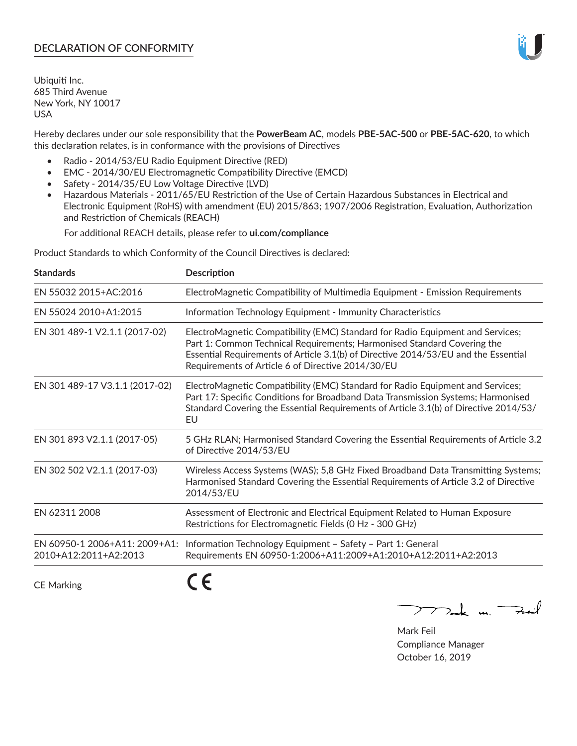## DECLARATION OF CONFORMITY

Ubiquiti Inc.
685 Third Avenue
New York, NY 10017
USA

Hereby declares under our sole responsibility that the **PowerBeam AC**, models **PBE-5AC-500** or **PBE-5AC-620**, to which this declaration relates, is in conformance with the provisions of Directives

- Radio - 2014/53/EU Radio Equipment Directive (RED)
- EMC - 2014/30/EU Electromagnetic Compatibility Directive (EMCD)
- Safety - 2014/35/EU Low Voltage Directive (LVD)
- Hazardous Materials - 2011/65/EU Restriction of the Use of Certain Hazardous Substances in Electrical and Electronic Equipment (RoHS) with amendment (EU) 2015/863; 1907/2006 Registration, Evaluation, Authorization and Restriction of Chemicals (REACH)

  For additional REACH details, please refer to **ui.com/compliance**

Product Standards to which Conformity of the Council Directives is declared:

| Standards | Description |
|---|---|
| EN 55032 2015+AC:2016 | ElectroMagnetic Compatibility of Multimedia Equipment - Emission Requirements |
| EN 55024 2010+A1:2015 | Information Technology Equipment - Immunity Characteristics |
| EN 301 489-1 V2.1.1 (2017-02) | ElectroMagnetic Compatibility (EMC) Standard for Radio Equipment and Services; Part 1: Common Technical Requirements; Harmonised Standard Covering the Essential Requirements of Article 3.1(b) of Directive 2014/53/EU and the Essential Requirements of Article 6 of Directive 2014/30/EU |
| EN 301 489-17 V3.1.1 (2017-02) | ElectroMagnetic Compatibility (EMC) Standard for Radio Equipment and Services; Part 17: Specific Conditions for Broadband Data Transmission Systems; Harmonised Standard Covering the Essential Requirements of Article 3.1(b) of Directive 2014/53/EU |
| EN 301 893 V2.1.1 (2017-05) | 5 GHz RLAN; Harmonised Standard Covering the Essential Requirements of Article 3.2 of Directive 2014/53/EU |
| EN 302 502 V2.1.1 (2017-03) | Wireless Access Systems (WAS); 5,8 GHz Fixed Broadband Data Transmitting Systems; Harmonised Standard Covering the Essential Requirements of Article 3.2 of Directive 2014/53/EU |
| EN 62311 2008 | Assessment of Electronic and Electrical Equipment Related to Human Exposure Restrictions for Electromagnetic Fields (0 Hz - 300 GHz) |
| EN 60950-1 2006+A11: 2009+A1: 2010+A12:2011+A2:2013 | Information Technology Equipment – Safety – Part 1: General Requirements EN 60950-1:2006+A11:2009+A1:2010+A12:2011+A2:2013 |

CE Marking

Mark Feil
Compliance Manager
October 16, 2019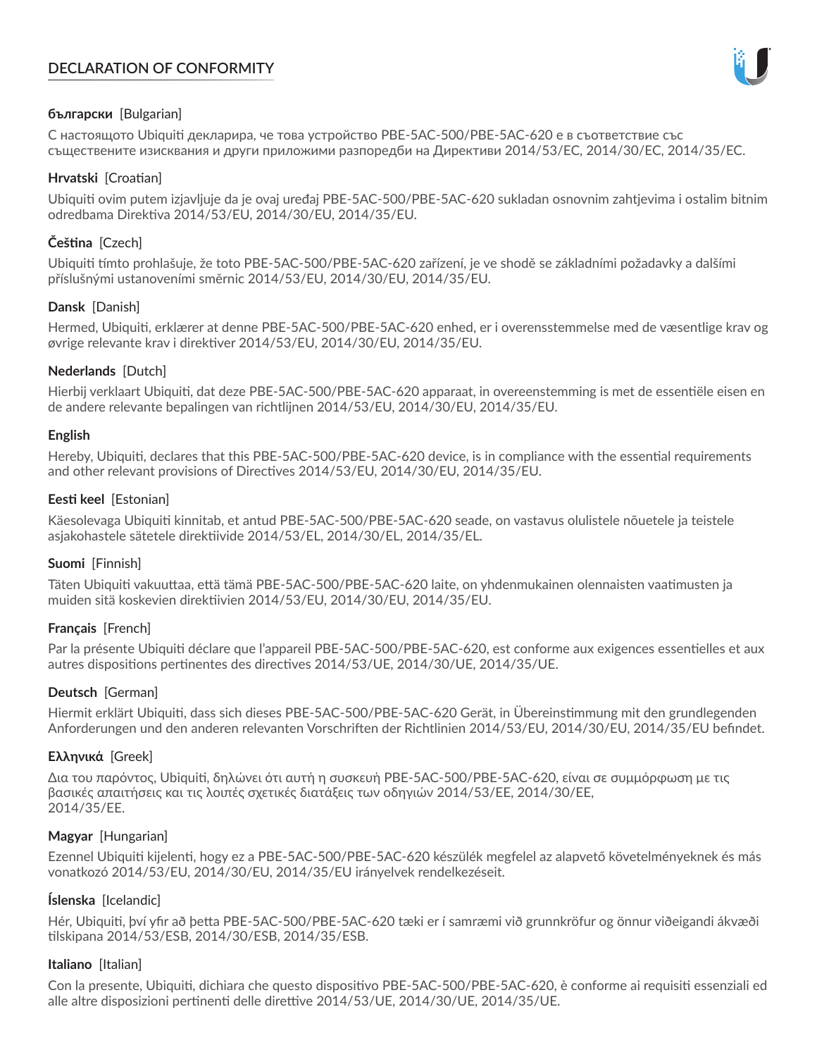# DECLARATION OF CONFORMITY

**български** [Bulgarian]

С настоящото Ubiquiti декларира, че това устройство PBE-5AC-500/PBE-5AC-620 е в съответствие със съществените изисквания и други приложими разпоредби на Директиви 2014/53/EC, 2014/30/ЕС, 2014/35/ЕС.

**Hrvatski** [Croatian]

Ubiquiti ovim putem izjavljuje da je ovaj uređaj PBE-5AC-500/PBE-5AC-620 sukladan osnovnim zahtjevima i ostalim bitnim odredbama Direktiva 2014/53/EU, 2014/30/EU, 2014/35/EU.

**Čeština** [Czech]

Ubiquiti tímto prohlašuje, že toto PBE-5AC-500/PBE-5AC-620 zařízení, je ve shodě se základními požadavky a dalšími příslušnými ustanoveními směrnic 2014/53/EU, 2014/30/EU, 2014/35/EU.

**Dansk** [Danish]

Hermed, Ubiquiti, erklærer at denne PBE-5AC-500/PBE-5AC-620 enhed, er i overensstemmelse med de væsentlige krav og øvrige relevante krav i direktiver 2014/53/EU, 2014/30/EU, 2014/35/EU.

**Nederlands** [Dutch]

Hierbij verklaart Ubiquiti, dat deze PBE-5AC-500/PBE-5AC-620 apparaat, in overeenstemming is met de essentiële eisen en de andere relevante bepalingen van richtlijnen 2014/53/EU, 2014/30/EU, 2014/35/EU.

**English**

Hereby, Ubiquiti, declares that this PBE-5AC-500/PBE-5AC-620 device, is in compliance with the essential requirements and other relevant provisions of Directives 2014/53/EU, 2014/30/EU, 2014/35/EU.

**Eesti keel** [Estonian]

Käesolevaga Ubiquiti kinnitab, et antud PBE-5AC-500/PBE-5AC-620 seade, on vastavus olulistele nõuetele ja teistele asjakohastele sätetele direktiivide 2014/53/EL, 2014/30/EL, 2014/35/EL.

**Suomi** [Finnish]

Täten Ubiquiti vakuuttaa, että tämä PBE-5AC-500/PBE-5AC-620 laite, on yhdenmukainen olennaisten vaatimusten ja muiden sitä koskevien direktiivien 2014/53/EU, 2014/30/EU, 2014/35/EU.

**Français** [French]

Par la présente Ubiquiti déclare que l'appareil PBE-5AC-500/PBE-5AC-620, est conforme aux exigences essentielles et aux autres dispositions pertinentes des directives 2014/53/UE, 2014/30/UE, 2014/35/UE.

**Deutsch** [German]

Hiermit erklärt Ubiquiti, dass sich dieses PBE-5AC-500/PBE-5AC-620 Gerät, in Übereinstimmung mit den grundlegenden Anforderungen und den anderen relevanten Vorschriften der Richtlinien 2014/53/EU, 2014/30/EU, 2014/35/EU befindet.

**Ελληνικά** [Greek]

Δια του παρόντος, Ubiquiti, δηλώνει ότι αυτή η συσκευή PBE-5AC-500/PBE-5AC-620, είναι σε συμμόρφωση με τις βασικές απαιτήσεις και τις λοιπές σχετικές διατάξεις των οδηγιών 2014/53/EE, 2014/30/EE, 2014/35/EE.

**Magyar** [Hungarian]

Ezennel Ubiquiti kijelenti, hogy ez a PBE-5AC-500/PBE-5AC-620 készülék megfelel az alapvető követelményeknek és más vonatkozó 2014/53/EU, 2014/30/EU, 2014/35/EU irányelvek rendelkezéseit.

**Íslenska** [Icelandic]

Hér, Ubiquiti, því yfir að þetta PBE-5AC-500/PBE-5AC-620 tæki er í samræmi við grunnkröfur og önnur viðeigandi ákvæði tilskipana 2014/53/ESB, 2014/30/ESB, 2014/35/ESB.

**Italiano** [Italian]

Con la presente, Ubiquiti, dichiara che questo dispositivo PBE-5AC-500/PBE-5AC-620, è conforme ai requisiti essenziali ed alle altre disposizioni pertinenti delle direttive 2014/53/UE, 2014/30/UE, 2014/35/UE.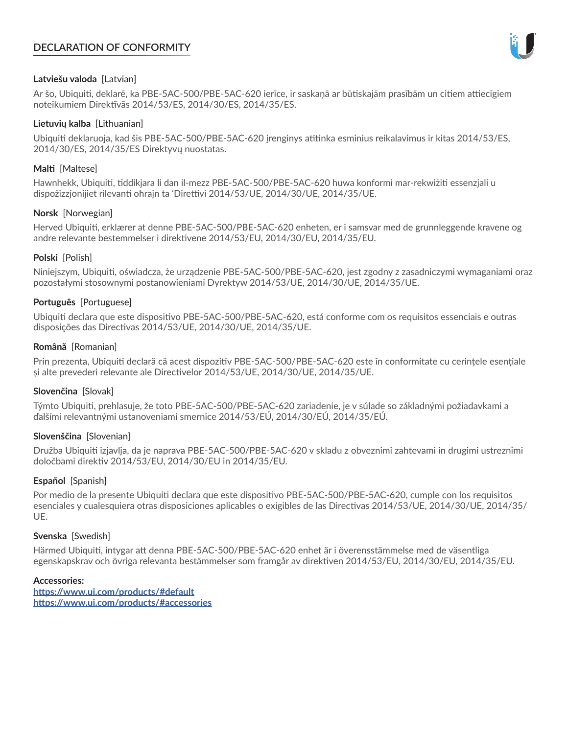**Latviešu valoda** [Latvian]

Ar šo, Ubiquiti, deklarē, ka PBE-5AC-500/PBE-5AC-620 ierīce, ir saskaņā ar būtiskajām prasībām un citiem attiecīgiem noteikumiem Direktīvās 2014/53/ES, 2014/30/ES, 2014/35/ES.

**Lietuvių kalba** [Lithuanian]

Ubiquiti deklaruoja, kad šis PBE-5AC-500/PBE-5AC-620 įrenginys atitinka esminius reikalavimus ir kitas 2014/53/ES, 2014/30/ES, 2014/35/ES Direktyvų nuostatas.

**Malti** [Maltese]

Hawnhekk, Ubiquiti, tiddikjara li dan il-mezz PBE-5AC-500/PBE-5AC-620 huwa konformi mar-rekwiżiti essenzjali u dispożizzjonijiet rilevanti oħrajn ta 'Direttivi 2014/53/UE, 2014/30/UE, 2014/35/UE.

**Norsk** [Norwegian]

Herved Ubiquiti, erklærer at denne PBE-5AC-500/PBE-5AC-620 enheten, er i samsvar med de grunnleggende kravene og andre relevante bestemmelser i direktivene 2014/53/EU, 2014/30/EU, 2014/35/EU.

**Polski** [Polish]

Niniejszym, Ubiquiti, oświadcza, że urządzenie PBE-5AC-500/PBE-5AC-620, jest zgodny z zasadniczymi wymaganiami oraz pozostałymi stosownymi postanowieniami Dyrektyw 2014/53/UE, 2014/30/UE, 2014/35/UE.

**Português** [Portuguese]

Ubiquiti declara que este dispositivo PBE-5AC-500/PBE-5AC-620, está conforme com os requisitos essenciais e outras disposições das Directivas 2014/53/UE, 2014/30/UE, 2014/35/UE.

**Română** [Romanian]

Prin prezenta, Ubiquiti declară că acest dispozitiv PBE-5AC-500/PBE-5AC-620 este în conformitate cu cerințele esențiale și alte prevederi relevante ale Directivelor 2014/53/UE, 2014/30/UE, 2014/35/UE.

**Slovenčina** [Slovak]

Týmto Ubiquiti, prehlasuje, že toto PBE-5AC-500/PBE-5AC-620 zariadenie, je v súlade so základnými požiadavkami a ďalšími relevantnými ustanoveniami smernice 2014/53/EÚ, 2014/30/EÚ, 2014/35/EÚ.

**Slovenščina** [Slovenian]

Družba Ubiquiti izjavlja, da je naprava PBE-5AC-500/PBE-5AC-620 v skladu z obveznimi zahtevami in drugimi ustreznimi določbami direktiv 2014/53/EU, 2014/30/EU in 2014/35/EU.

**Español** [Spanish]

Por medio de la presente Ubiquiti declara que este dispositivo PBE-5AC-500/PBE-5AC-620, cumple con los requisitos esenciales y cualesquiera otras disposiciones aplicables o exigibles de las Directivas 2014/53/UE, 2014/30/UE, 2014/35/UE.

**Svenska** [Swedish]

Härmed Ubiquiti, intygar att denna PBE-5AC-500/PBE-5AC-620 enhet är i överensstämmelse med de väsentliga egenskapskrav och övriga relevanta bestämmelser som framgår av direktiven 2014/53/EU, 2014/30/EU, 2014/35/EU.

**Accessories:**
https://www.ui.com/products/#default
https://www.ui.com/products/#accessories